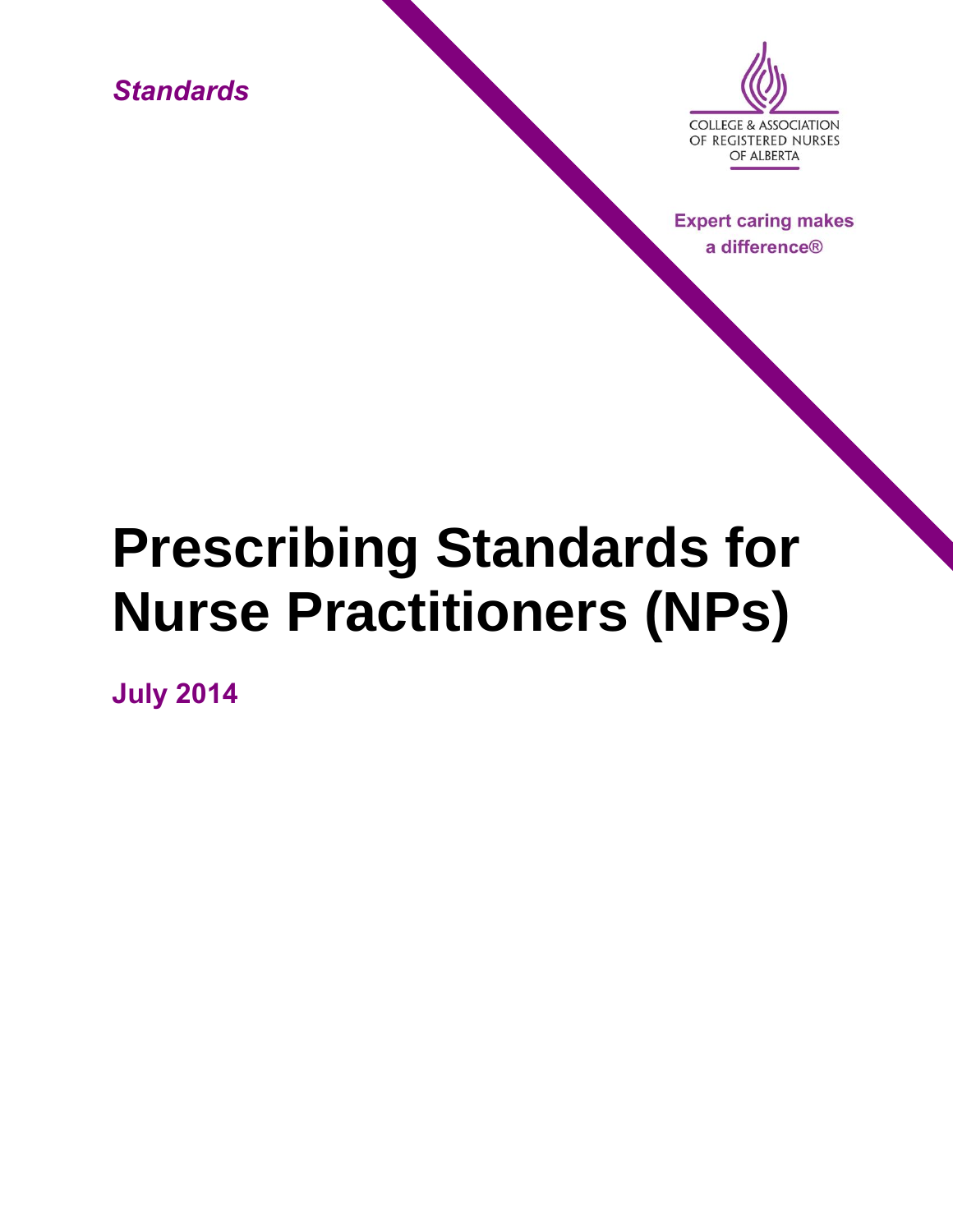*Standards*

COLLEGE & ASSOCIATION OF REGISTERED NURSES OF ALBERTA

**Expert caring makes a difference®**

# Prescribing Standards for Nurse Practitioners (NPs)

**July 2014**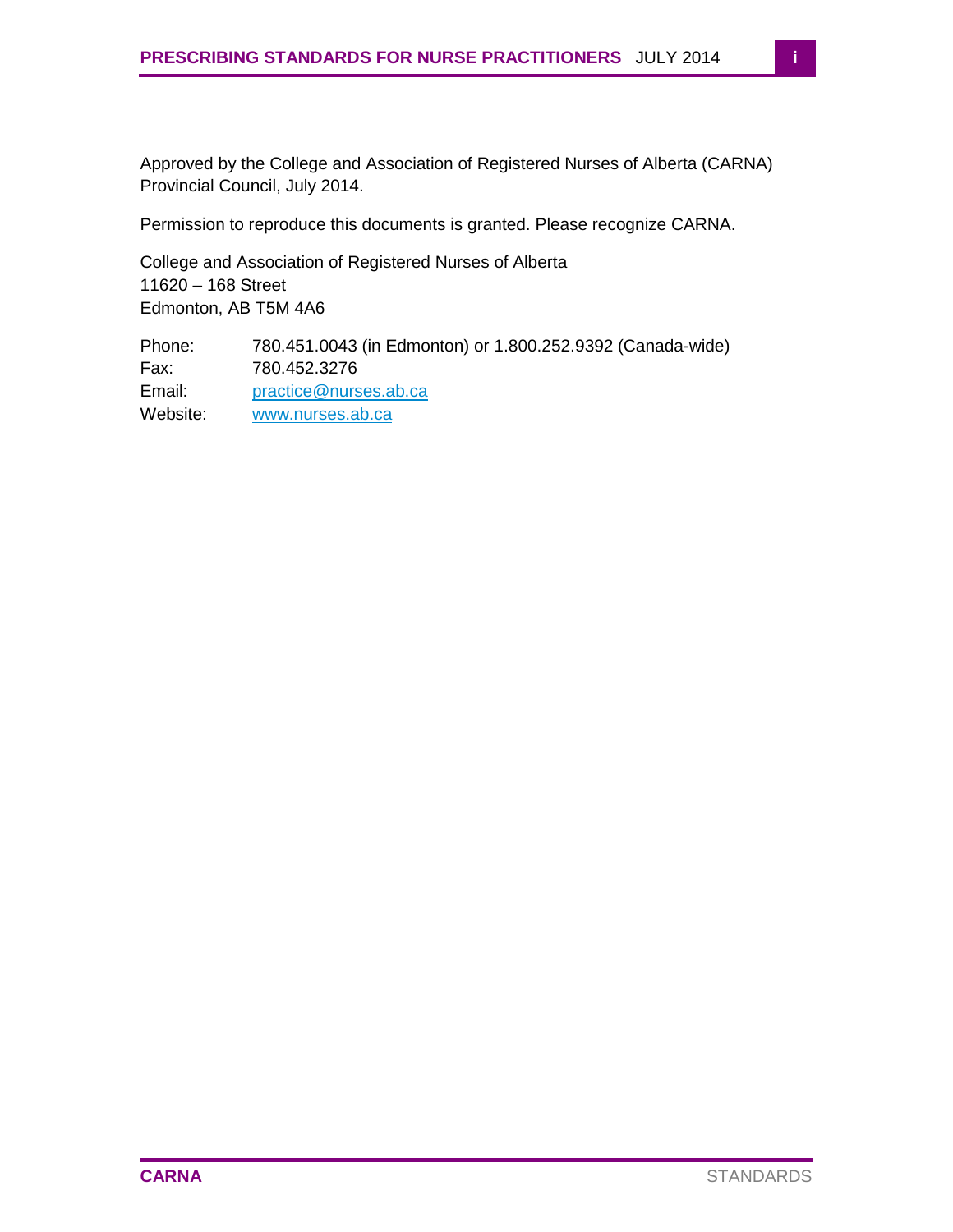Approved by the College and Association of Registered Nurses of Alberta (CARNA) Provincial Council, July 2014.

Permission to reproduce this documents is granted. Please recognize CARNA.

College and Association of Registered Nurses of Alberta
11620 – 168 Street
Edmonton, AB T5M 4A6

Phone: 780.451.0043 (in Edmonton) or 1.800.252.9392 (Canada-wide)
Fax: 780.452.3276
Email: practice@nurses.ab.ca
Website: www.nurses.ab.ca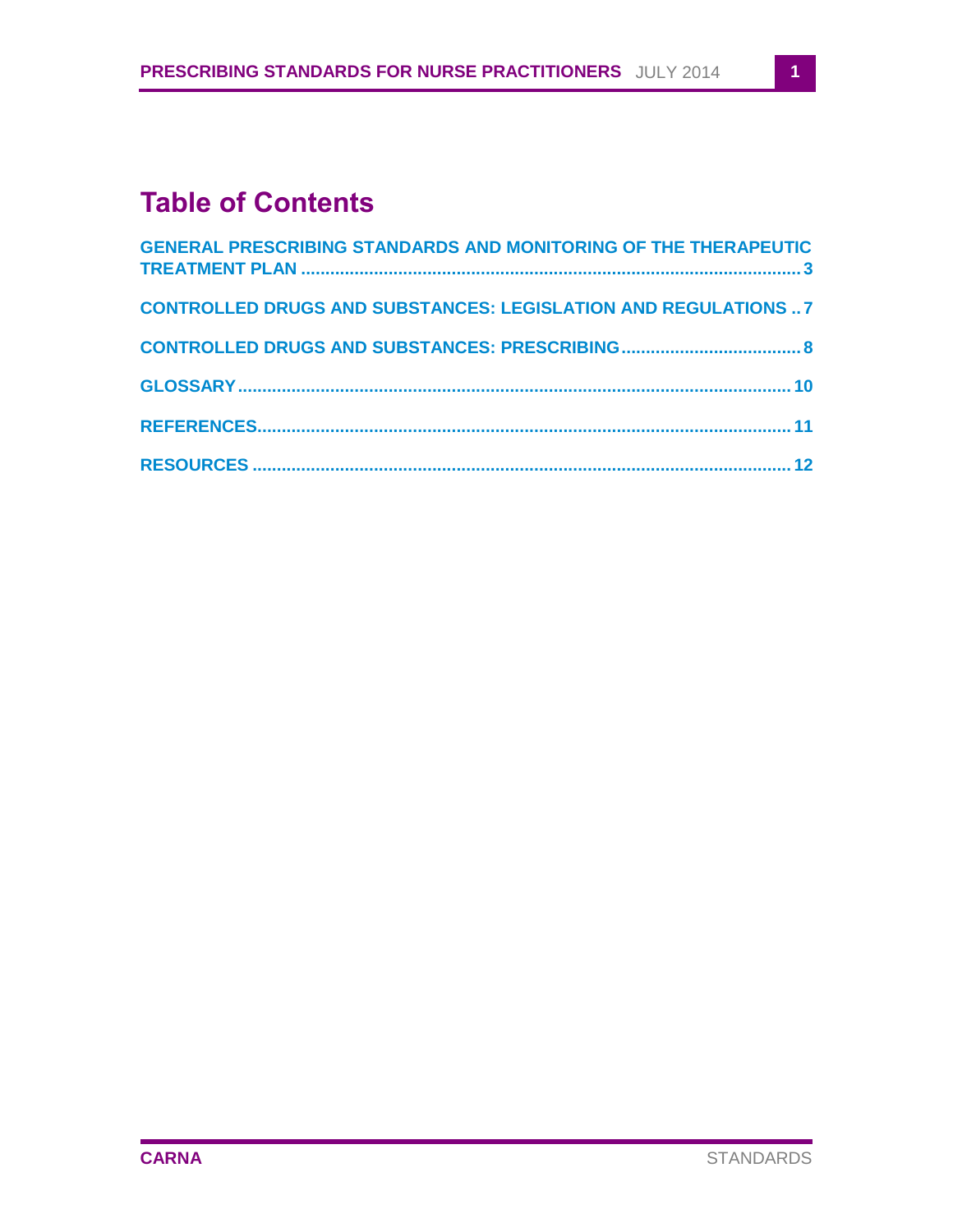# Table of Contents

GENERAL PRESCRIBING STANDARDS AND MONITORING OF THE THERAPEUTIC TREATMENT PLAN .......... 3

CONTROLLED DRUGS AND SUBSTANCES: LEGISLATION AND REGULATIONS .. 7

CONTROLLED DRUGS AND SUBSTANCES: PRESCRIBING .......... 8

GLOSSARY .......... 10

REFERENCES .......... 11

RESOURCES .......... 12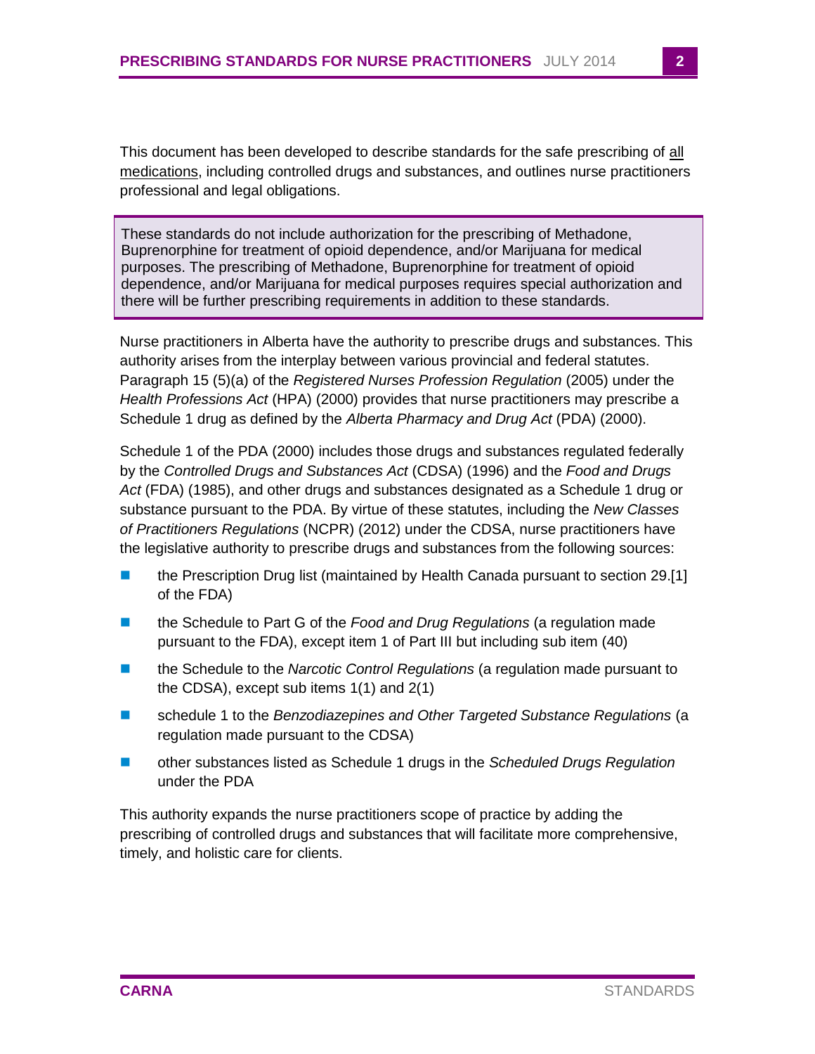This document has been developed to describe standards for the safe prescribing of <u>all medications</u>, including controlled drugs and substances, and outlines nurse practitioners professional and legal obligations.

> These standards do not include authorization for the prescribing of Methadone, Buprenorphine for treatment of opioid dependence, and/or Marijuana for medical purposes. The prescribing of Methadone, Buprenorphine for treatment of opioid dependence, and/or Marijuana for medical purposes requires special authorization and there will be further prescribing requirements in addition to these standards.

Nurse practitioners in Alberta have the authority to prescribe drugs and substances. This authority arises from the interplay between various provincial and federal statutes. Paragraph 15 (5)(a) of the *Registered Nurses Profession Regulation* (2005) under the *Health Professions Act* (HPA) (2000) provides that nurse practitioners may prescribe a Schedule 1 drug as defined by the *Alberta Pharmacy and Drug Act* (PDA) (2000).

Schedule 1 of the PDA (2000) includes those drugs and substances regulated federally by the *Controlled Drugs and Substances Act* (CDSA) (1996) and the *Food and Drugs Act* (FDA) (1985), and other drugs and substances designated as a Schedule 1 drug or substance pursuant to the PDA. By virtue of these statutes, including the *New Classes of Practitioners Regulations* (NCPR) (2012) under the CDSA, nurse practitioners have the legislative authority to prescribe drugs and substances from the following sources:

- the Prescription Drug list (maintained by Health Canada pursuant to section 29.[1] of the FDA)
- the Schedule to Part G of the *Food and Drug Regulations* (a regulation made pursuant to the FDA), except item 1 of Part III but including sub item (40)
- the Schedule to the *Narcotic Control Regulations* (a regulation made pursuant to the CDSA), except sub items 1(1) and 2(1)
- schedule 1 to the *Benzodiazepines and Other Targeted Substance Regulations* (a regulation made pursuant to the CDSA)
- other substances listed as Schedule 1 drugs in the *Scheduled Drugs Regulation* under the PDA

This authority expands the nurse practitioners scope of practice by adding the prescribing of controlled drugs and substances that will facilitate more comprehensive, timely, and holistic care for clients.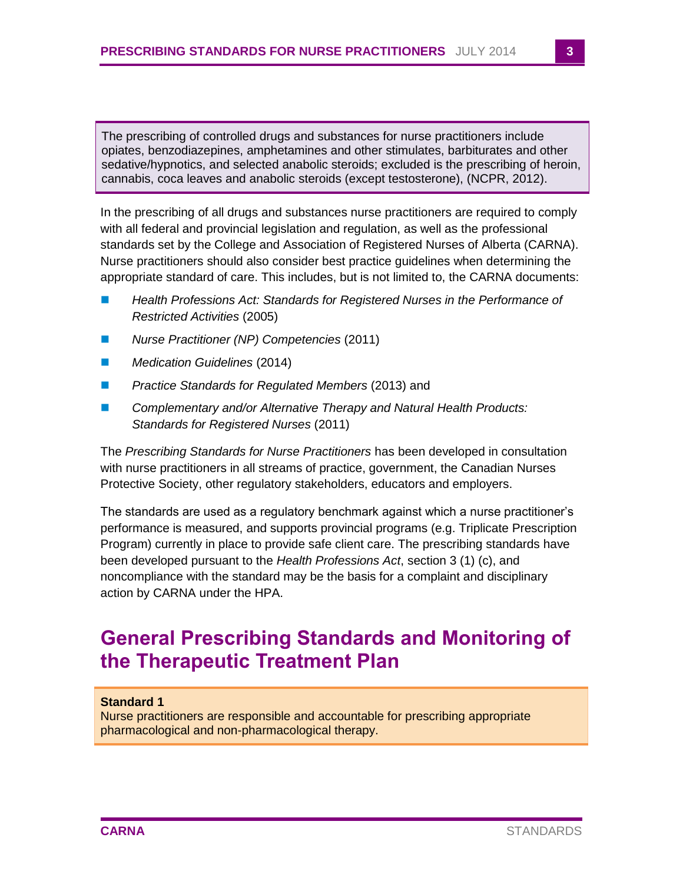The prescribing of controlled drugs and substances for nurse practitioners include opiates, benzodiazepines, amphetamines and other stimulates, barbiturates and other sedative/hypnotics, and selected anabolic steroids; excluded is the prescribing of heroin, cannabis, coca leaves and anabolic steroids (except testosterone), (NCPR, 2012).

In the prescribing of all drugs and substances nurse practitioners are required to comply with all federal and provincial legislation and regulation, as well as the professional standards set by the College and Association of Registered Nurses of Alberta (CARNA). Nurse practitioners should also consider best practice guidelines when determining the appropriate standard of care. This includes, but is not limited to, the CARNA documents:

- *Health Professions Act: Standards for Registered Nurses in the Performance of Restricted Activities* (2005)
- *Nurse Practitioner (NP) Competencies* (2011)
- *Medication Guidelines* (2014)
- *Practice Standards for Regulated Members* (2013) and
- *Complementary and/or Alternative Therapy and Natural Health Products: Standards for Registered Nurses* (2011)

The *Prescribing Standards for Nurse Practitioners* has been developed in consultation with nurse practitioners in all streams of practice, government, the Canadian Nurses Protective Society, other regulatory stakeholders, educators and employers.

The standards are used as a regulatory benchmark against which a nurse practitioner's performance is measured, and supports provincial programs (e.g. Triplicate Prescription Program) currently in place to provide safe client care. The prescribing standards have been developed pursuant to the *Health Professions Act*, section 3 (1) (c), and noncompliance with the standard may be the basis for a complaint and disciplinary action by CARNA under the HPA.

# General Prescribing Standards and Monitoring of the Therapeutic Treatment Plan

**Standard 1**
Nurse practitioners are responsible and accountable for prescribing appropriate pharmacological and non-pharmacological therapy.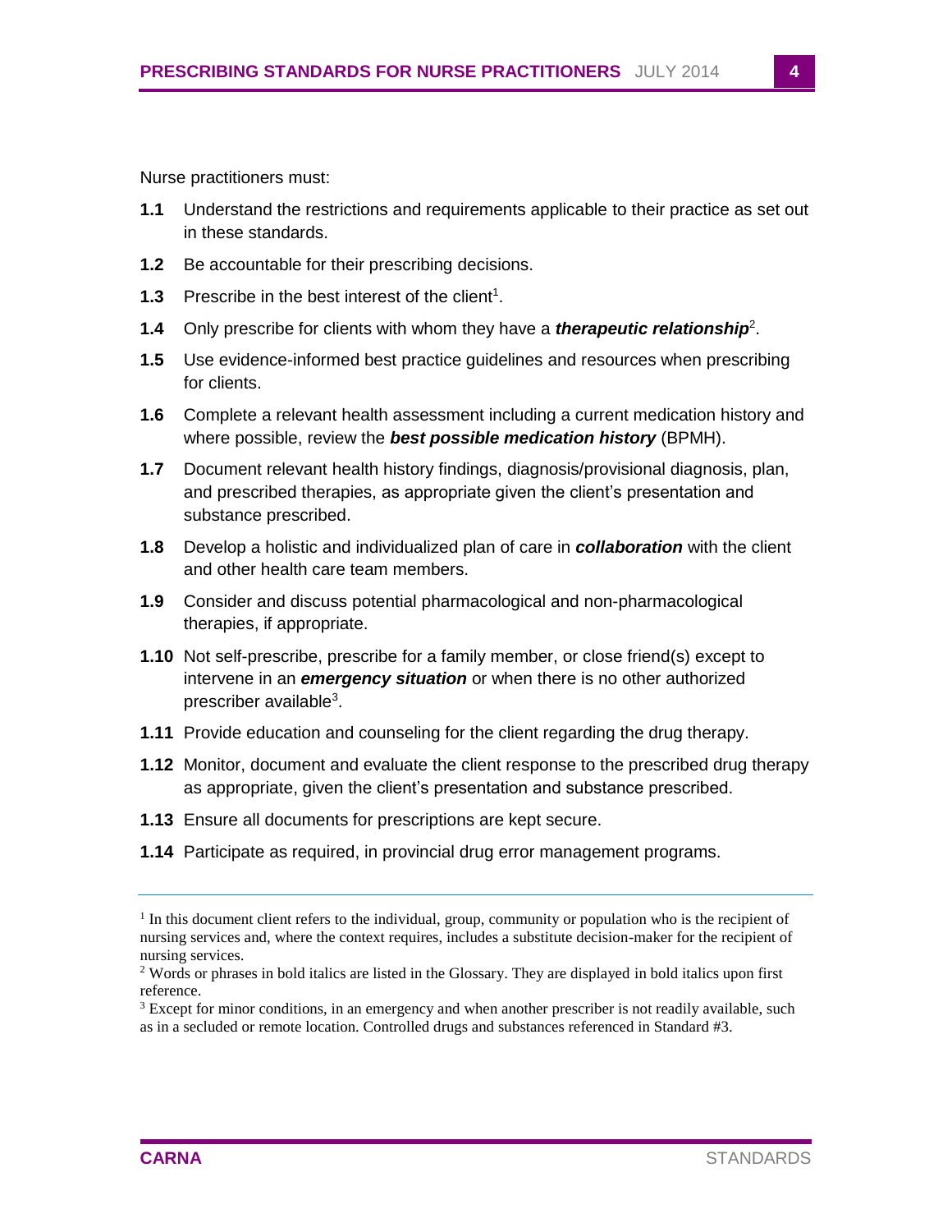Nurse practitioners must:

**1.1** Understand the restrictions and requirements applicable to their practice as set out in these standards.

**1.2** Be accountable for their prescribing decisions.

**1.3** Prescribe in the best interest of the client[1].

**1.4** Only prescribe for clients with whom they have a ***therapeutic relationship***[2].

**1.5** Use evidence-informed best practice guidelines and resources when prescribing for clients.

**1.6** Complete a relevant health assessment including a current medication history and where possible, review the ***best possible medication history*** (BPMH).

**1.7** Document relevant health history findings, diagnosis/provisional diagnosis, plan, and prescribed therapies, as appropriate given the client's presentation and substance prescribed.

**1.8** Develop a holistic and individualized plan of care in ***collaboration*** with the client and other health care team members.

**1.9** Consider and discuss potential pharmacological and non-pharmacological therapies, if appropriate.

**1.10** Not self-prescribe, prescribe for a family member, or close friend(s) except to intervene in an ***emergency situation*** or when there is no other authorized prescriber available[3].

**1.11** Provide education and counseling for the client regarding the drug therapy.

**1.12** Monitor, document and evaluate the client response to the prescribed drug therapy as appropriate, given the client's presentation and substance prescribed.

**1.13** Ensure all documents for prescriptions are kept secure.

**1.14** Participate as required, in provincial drug error management programs.

---

[1] In this document client refers to the individual, group, community or population who is the recipient of nursing services and, where the context requires, includes a substitute decision-maker for the recipient of nursing services.

[2] Words or phrases in bold italics are listed in the Glossary. They are displayed in bold italics upon first reference.

[3] Except for minor conditions, in an emergency and when another prescriber is not readily available, such as in a secluded or remote location. Controlled drugs and substances referenced in Standard #3.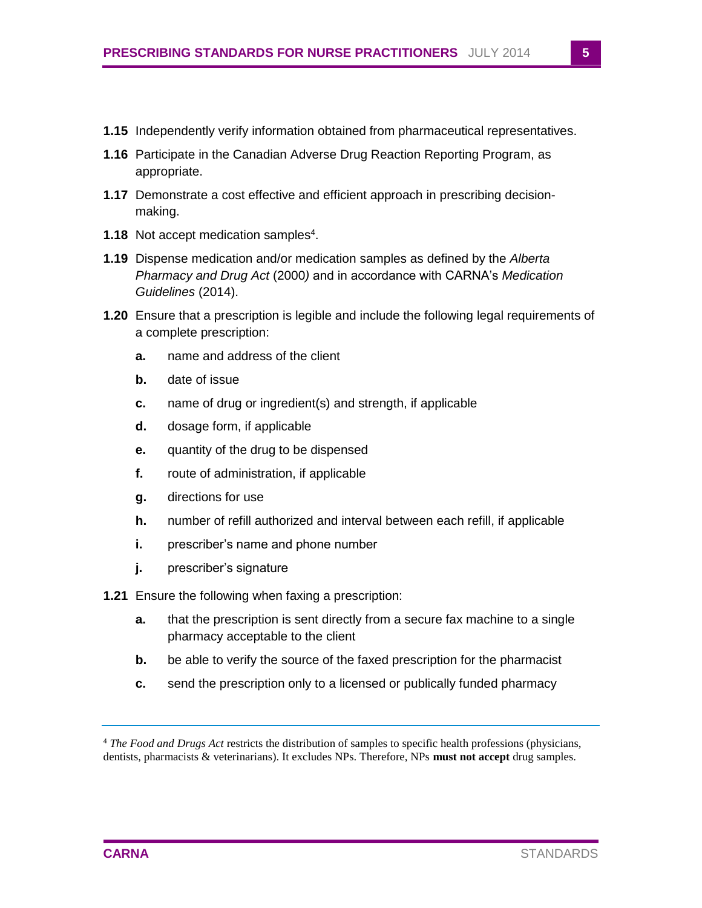**1.15** Independently verify information obtained from pharmaceutical representatives.

**1.16** Participate in the Canadian Adverse Drug Reaction Reporting Program, as appropriate.

**1.17** Demonstrate a cost effective and efficient approach in prescribing decision-making.

**1.18** Not accept medication samples[4].

**1.19** Dispense medication and/or medication samples as defined by the *Alberta Pharmacy and Drug Act* (2000*)* and in accordance with CARNA's *Medication Guidelines* (2014).

**1.20** Ensure that a prescription is legible and include the following legal requirements of a complete prescription:

- **a.** name and address of the client
- **b.** date of issue
- **c.** name of drug or ingredient(s) and strength, if applicable
- **d.** dosage form, if applicable
- **e.** quantity of the drug to be dispensed
- **f.** route of administration, if applicable
- **g.** directions for use
- **h.** number of refill authorized and interval between each refill, if applicable
- **i.** prescriber's name and phone number
- **j.** prescriber's signature

**1.21** Ensure the following when faxing a prescription:

- **a.** that the prescription is sent directly from a secure fax machine to a single pharmacy acceptable to the client
- **b.** be able to verify the source of the faxed prescription for the pharmacist
- **c.** send the prescription only to a licensed or publically funded pharmacy

---

[4] *The Food and Drugs Act* restricts the distribution of samples to specific health professions (physicians, dentists, pharmacists & veterinarians). It excludes NPs. Therefore, NPs **must not accept** drug samples.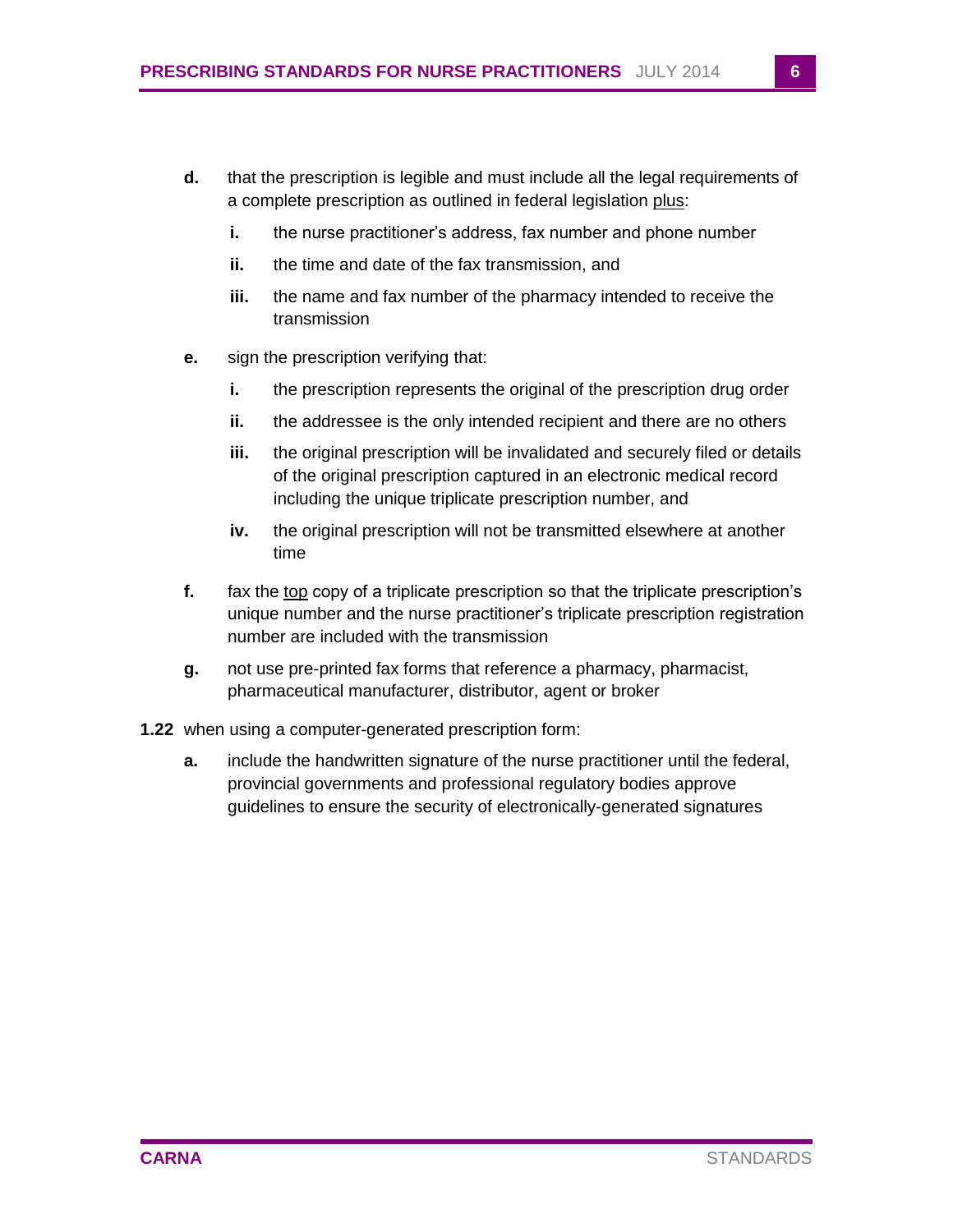**d.** that the prescription is legible and must include all the legal requirements of a complete prescription as outlined in federal legislation <u>plus</u>:

   **i.** the nurse practitioner's address, fax number and phone number

   **ii.** the time and date of the fax transmission, and

   **iii.** the name and fax number of the pharmacy intended to receive the transmission

**e.** sign the prescription verifying that:

   **i.** the prescription represents the original of the prescription drug order

   **ii.** the addressee is the only intended recipient and there are no others

   **iii.** the original prescription will be invalidated and securely filed or details of the original prescription captured in an electronic medical record including the unique triplicate prescription number, and

   **iv.** the original prescription will not be transmitted elsewhere at another time

**f.** fax the <u>top</u> copy of a triplicate prescription so that the triplicate prescription's unique number and the nurse practitioner's triplicate prescription registration number are included with the transmission

**g.** not use pre-printed fax forms that reference a pharmacy, pharmacist, pharmaceutical manufacturer, distributor, agent or broker

**1.22** when using a computer-generated prescription form:

**a.** include the handwritten signature of the nurse practitioner until the federal, provincial governments and professional regulatory bodies approve guidelines to ensure the security of electronically-generated signatures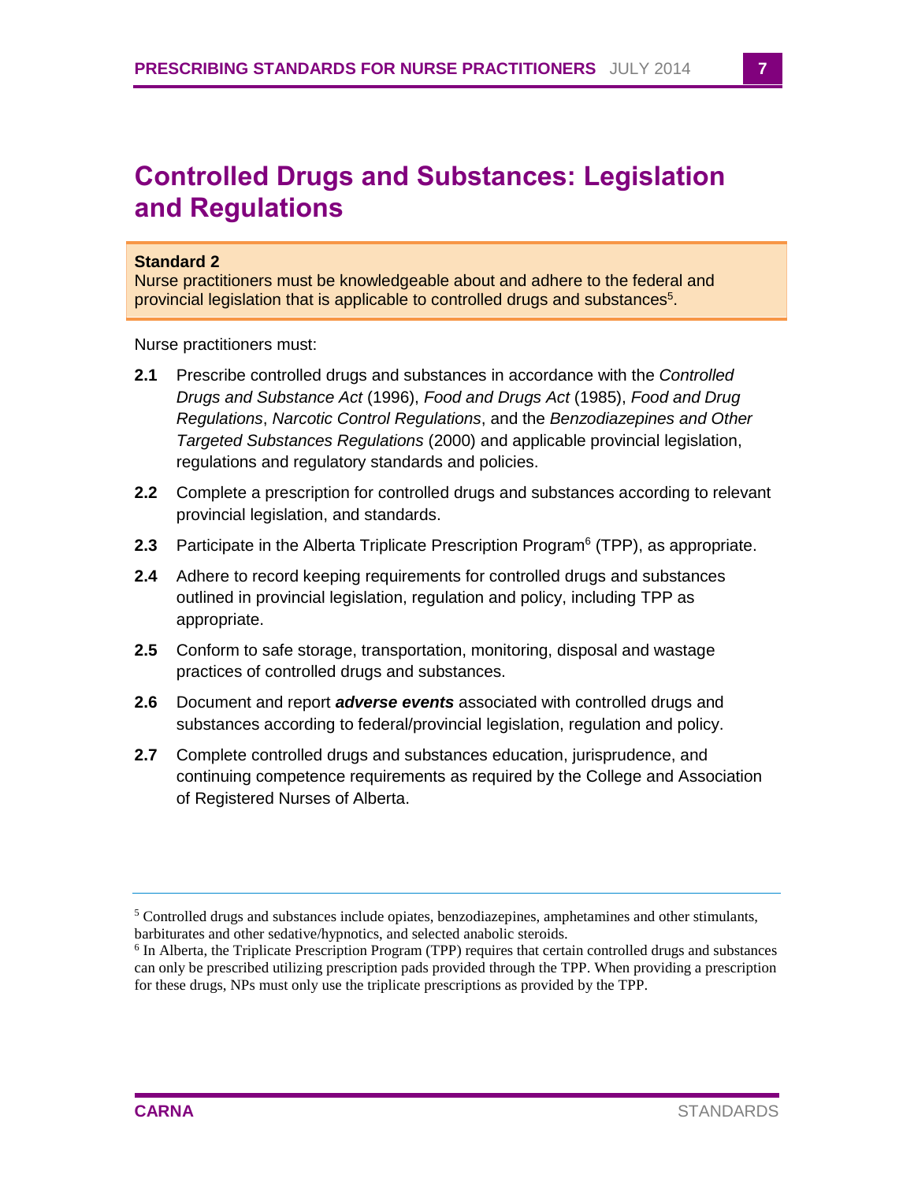# Controlled Drugs and Substances: Legislation and Regulations

**Standard 2**

Nurse practitioners must be knowledgeable about and adhere to the federal and provincial legislation that is applicable to controlled drugs and substances[5].

Nurse practitioners must:

**2.1** Prescribe controlled drugs and substances in accordance with the *Controlled Drugs and Substance Act* (1996), *Food and Drugs Act* (1985), *Food and Drug Regulations*, *Narcotic Control Regulations*, and the *Benzodiazepines and Other Targeted Substances Regulations* (2000) and applicable provincial legislation, regulations and regulatory standards and policies.

**2.2** Complete a prescription for controlled drugs and substances according to relevant provincial legislation, and standards.

**2.3** Participate in the Alberta Triplicate Prescription Program[6] (TPP), as appropriate.

**2.4** Adhere to record keeping requirements for controlled drugs and substances outlined in provincial legislation, regulation and policy, including TPP as appropriate.

**2.5** Conform to safe storage, transportation, monitoring, disposal and wastage practices of controlled drugs and substances.

**2.6** Document and report ***adverse events*** associated with controlled drugs and substances according to federal/provincial legislation, regulation and policy.

**2.7** Complete controlled drugs and substances education, jurisprudence, and continuing competence requirements as required by the College and Association of Registered Nurses of Alberta.

---

[5] Controlled drugs and substances include opiates, benzodiazepines, amphetamines and other stimulants, barbiturates and other sedative/hypnotics, and selected anabolic steroids.

[6] In Alberta, the Triplicate Prescription Program (TPP) requires that certain controlled drugs and substances can only be prescribed utilizing prescription pads provided through the TPP. When providing a prescription for these drugs, NPs must only use the triplicate prescriptions as provided by the TPP.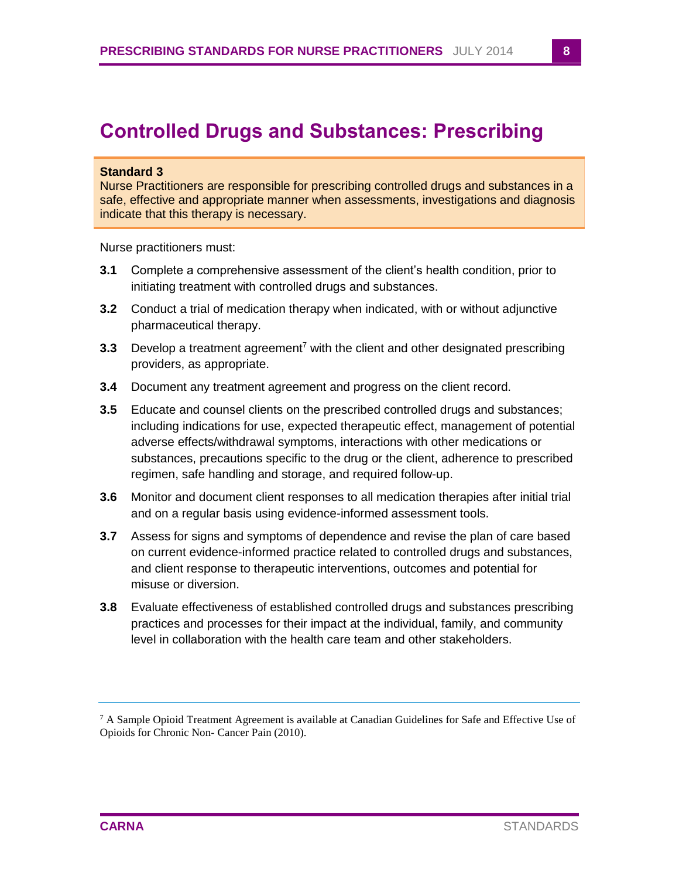# Controlled Drugs and Substances: Prescribing

**Standard 3**
Nurse Practitioners are responsible for prescribing controlled drugs and substances in a safe, effective and appropriate manner when assessments, investigations and diagnosis indicate that this therapy is necessary.

Nurse practitioners must:

**3.1** Complete a comprehensive assessment of the client's health condition, prior to initiating treatment with controlled drugs and substances.

**3.2** Conduct a trial of medication therapy when indicated, with or without adjunctive pharmaceutical therapy.

**3.3** Develop a treatment agreement[7] with the client and other designated prescribing providers, as appropriate.

**3.4** Document any treatment agreement and progress on the client record.

**3.5** Educate and counsel clients on the prescribed controlled drugs and substances; including indications for use, expected therapeutic effect, management of potential adverse effects/withdrawal symptoms, interactions with other medications or substances, precautions specific to the drug or the client, adherence to prescribed regimen, safe handling and storage, and required follow-up.

**3.6** Monitor and document client responses to all medication therapies after initial trial and on a regular basis using evidence-informed assessment tools.

**3.7** Assess for signs and symptoms of dependence and revise the plan of care based on current evidence-informed practice related to controlled drugs and substances, and client response to therapeutic interventions, outcomes and potential for misuse or diversion.

**3.8** Evaluate effectiveness of established controlled drugs and substances prescribing practices and processes for their impact at the individual, family, and community level in collaboration with the health care team and other stakeholders.

---

[7] A Sample Opioid Treatment Agreement is available at Canadian Guidelines for Safe and Effective Use of Opioids for Chronic Non- Cancer Pain (2010).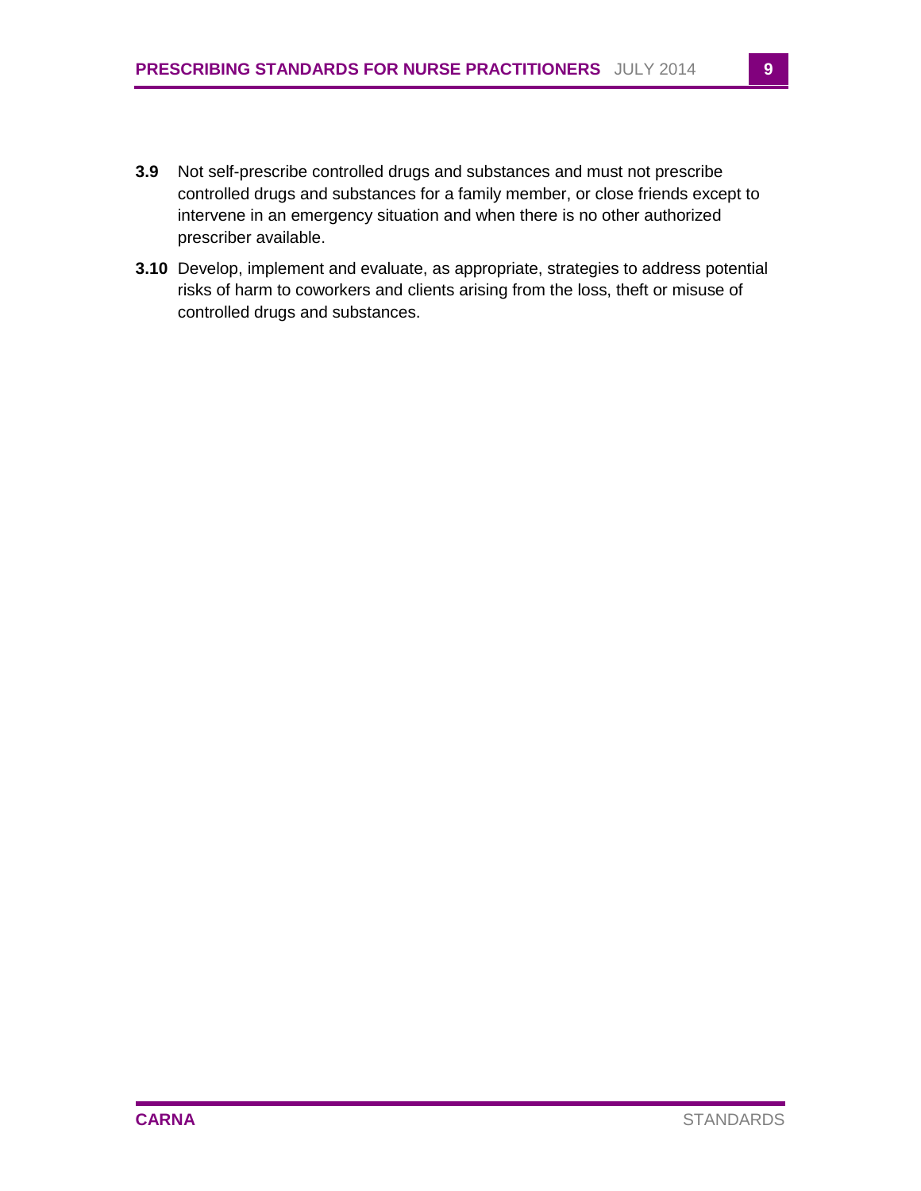**3.9** Not self-prescribe controlled drugs and substances and must not prescribe controlled drugs and substances for a family member, or close friends except to intervene in an emergency situation and when there is no other authorized prescriber available.

**3.10** Develop, implement and evaluate, as appropriate, strategies to address potential risks of harm to coworkers and clients arising from the loss, theft or misuse of controlled drugs and substances.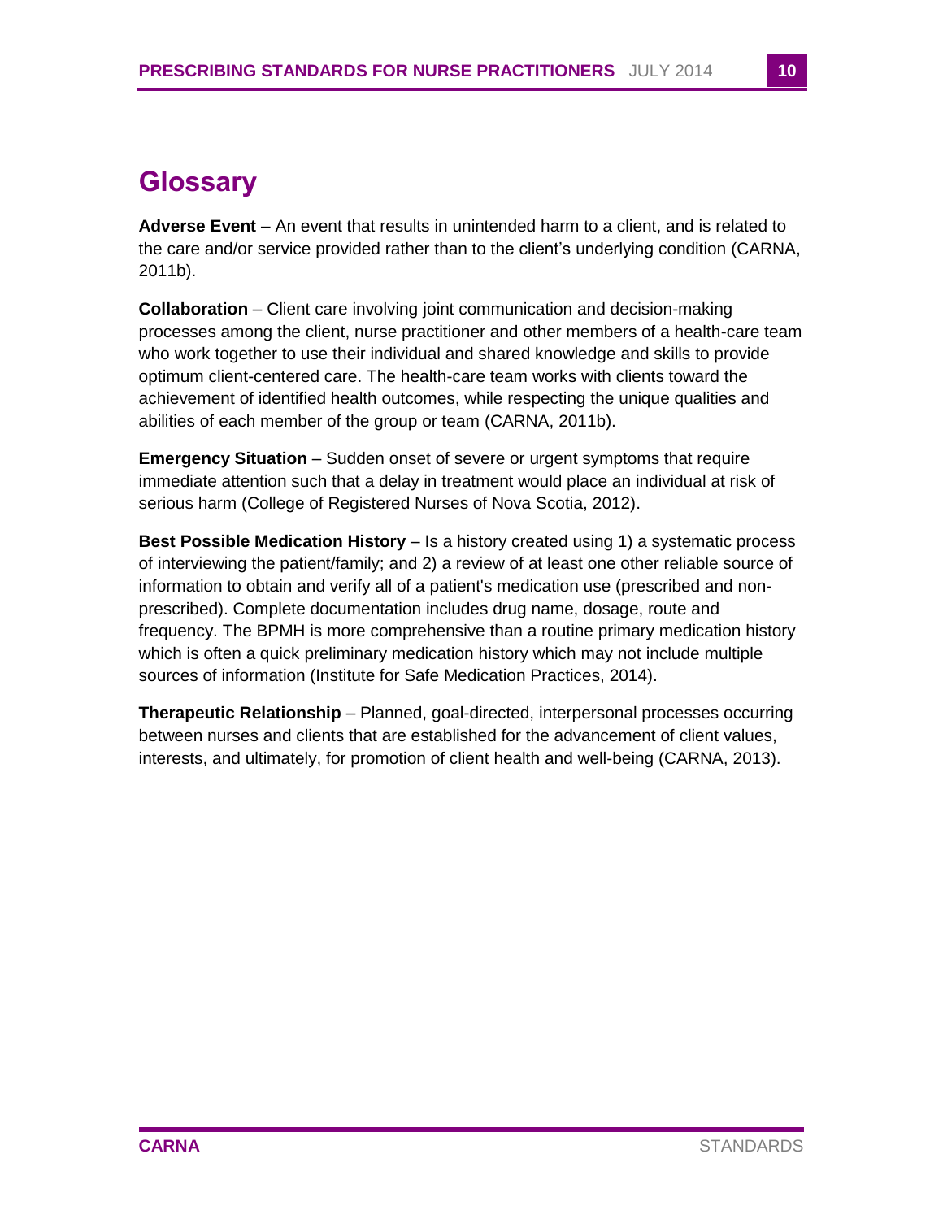# Glossary

**Adverse Event** – An event that results in unintended harm to a client, and is related to the care and/or service provided rather than to the client's underlying condition (CARNA, 2011b).

**Collaboration** – Client care involving joint communication and decision-making processes among the client, nurse practitioner and other members of a health-care team who work together to use their individual and shared knowledge and skills to provide optimum client-centered care. The health-care team works with clients toward the achievement of identified health outcomes, while respecting the unique qualities and abilities of each member of the group or team (CARNA, 2011b).

**Emergency Situation** – Sudden onset of severe or urgent symptoms that require immediate attention such that a delay in treatment would place an individual at risk of serious harm (College of Registered Nurses of Nova Scotia, 2012).

**Best Possible Medication History** – Is a history created using 1) a systematic process of interviewing the patient/family; and 2) a review of at least one other reliable source of information to obtain and verify all of a patient's medication use (prescribed and non-prescribed). Complete documentation includes drug name, dosage, route and frequency. The BPMH is more comprehensive than a routine primary medication history which is often a quick preliminary medication history which may not include multiple sources of information (Institute for Safe Medication Practices, 2014).

**Therapeutic Relationship** – Planned, goal-directed, interpersonal processes occurring between nurses and clients that are established for the advancement of client values, interests, and ultimately, for promotion of client health and well-being (CARNA, 2013).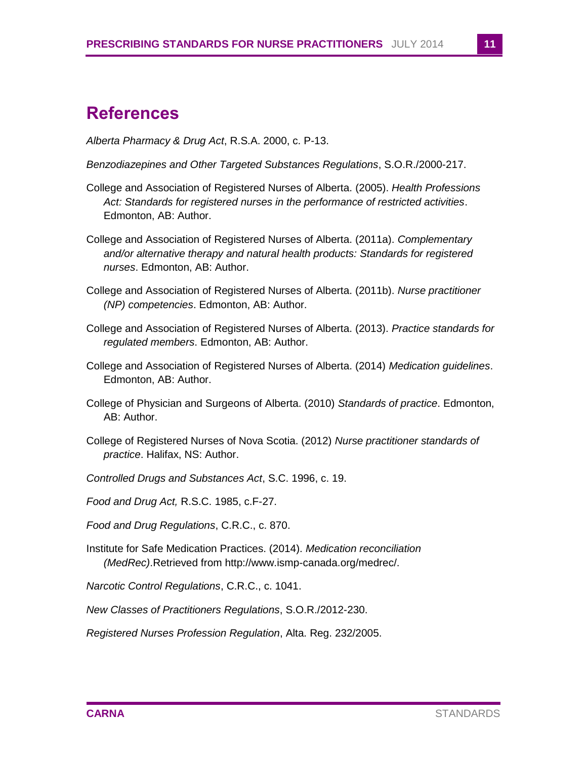## References

*Alberta Pharmacy & Drug Act*, R.S.A. 2000, c. P-13.

*Benzodiazepines and Other Targeted Substances Regulations*, S.O.R./2000-217.

College and Association of Registered Nurses of Alberta. (2005). *Health Professions Act: Standards for registered nurses in the performance of restricted activities*. Edmonton, AB: Author.

College and Association of Registered Nurses of Alberta. (2011a). *Complementary and/or alternative therapy and natural health products: Standards for registered nurses*. Edmonton, AB: Author.

College and Association of Registered Nurses of Alberta. (2011b). *Nurse practitioner (NP) competencies*. Edmonton, AB: Author.

College and Association of Registered Nurses of Alberta. (2013). *Practice standards for regulated members*. Edmonton, AB: Author.

College and Association of Registered Nurses of Alberta. (2014) *Medication guidelines*. Edmonton, AB: Author.

College of Physician and Surgeons of Alberta. (2010) *Standards of practice*. Edmonton, AB: Author.

College of Registered Nurses of Nova Scotia. (2012) *Nurse practitioner standards of practice*. Halifax, NS: Author.

*Controlled Drugs and Substances Act*, S.C. 1996, c. 19.

*Food and Drug Act,* R.S.C. 1985, c.F-27.

*Food and Drug Regulations*, C.R.C., c. 870.

Institute for Safe Medication Practices. (2014). *Medication reconciliation (MedRec)*.Retrieved from http://www.ismp-canada.org/medrec/.

*Narcotic Control Regulations*, C.R.C., c. 1041.

*New Classes of Practitioners Regulations*, S.O.R./2012-230.

*Registered Nurses Profession Regulation*, Alta. Reg. 232/2005.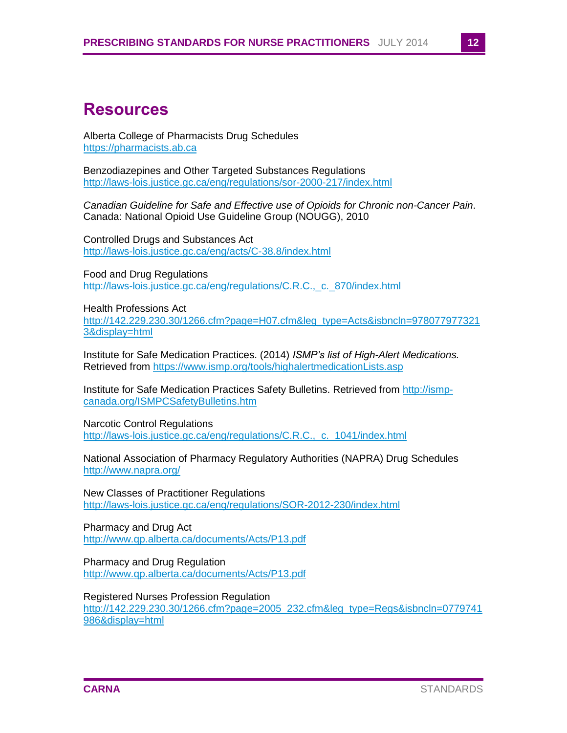# Resources

Alberta College of Pharmacists Drug Schedules
https://pharmacists.ab.ca

Benzodiazepines and Other Targeted Substances Regulations
http://laws-lois.justice.gc.ca/eng/regulations/sor-2000-217/index.html

*Canadian Guideline for Safe and Effective use of Opioids for Chronic non-Cancer Pain*. Canada: National Opioid Use Guideline Group (NOUGG), 2010

Controlled Drugs and Substances Act
http://laws-lois.justice.gc.ca/eng/acts/C-38.8/index.html

Food and Drug Regulations
http://laws-lois.justice.gc.ca/eng/regulations/C.R.C.,_c._870/index.html

Health Professions Act
http://142.229.230.30/1266.cfm?page=H07.cfm&leg_type=Acts&isbncln=9780779773213&display=html

Institute for Safe Medication Practices. (2014) *ISMP's list of High-Alert Medications.* Retrieved from https://www.ismp.org/tools/highalertmedicationLists.asp

Institute for Safe Medication Practices Safety Bulletins. Retrieved from http://ismp-canada.org/ISMPCSafetyBulletins.htm

Narcotic Control Regulations
http://laws-lois.justice.gc.ca/eng/regulations/C.R.C.,_c._1041/index.html

National Association of Pharmacy Regulatory Authorities (NAPRA) Drug Schedules
http://www.napra.org/

New Classes of Practitioner Regulations
http://laws-lois.justice.gc.ca/eng/regulations/SOR-2012-230/index.html

Pharmacy and Drug Act
http://www.qp.alberta.ca/documents/Acts/P13.pdf

Pharmacy and Drug Regulation
http://www.qp.alberta.ca/documents/Acts/P13.pdf

Registered Nurses Profession Regulation
http://142.229.230.30/1266.cfm?page=2005_232.cfm&leg_type=Regs&isbncln=0779741986&display=html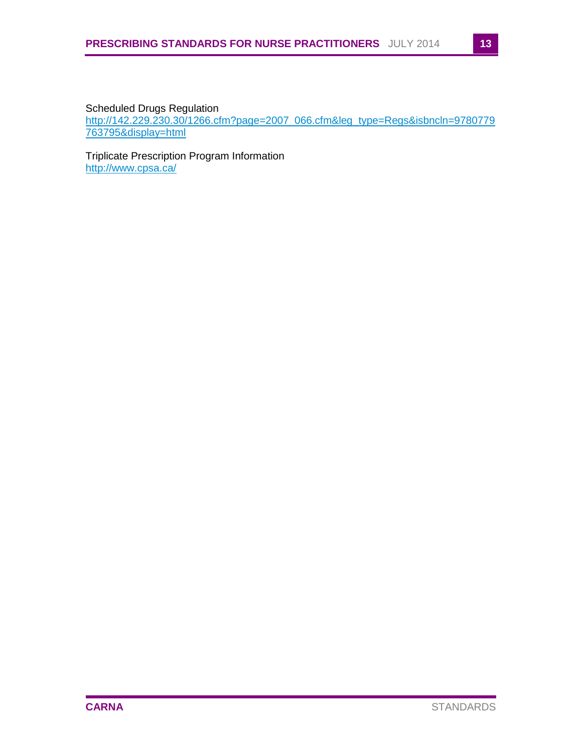Scheduled Drugs Regulation
http://142.229.230.30/1266.cfm?page=2007_066.cfm&leg_type=Regs&isbncln=9780779763795&display=html

Triplicate Prescription Program Information
http://www.cpsa.ca/